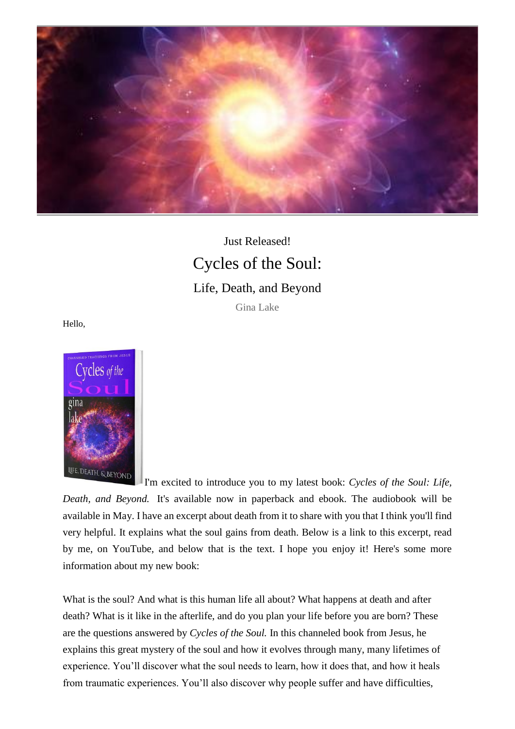Just Released!

# Cycles of the Soul:

## Life, Death, and Beyond

Gina Lake

Hello,

I'm excited to introduce you to my latest book: *Cycles of the Soul: Life, Death, and Beyond.* It's available now in paperback and ebook. The audiobook will be available in May. I have an excerpt about death from it to share with you that I think you'll find very helpful. It explains what the soul gains from death. Below is a link to this excerpt, read by me, on YouTube, and below that is the text. I hope you enjoy it! Here's some more information about my new book:

What is the soul? And what is this human life all about? What happens at death and after death? What is it like in the afterlife, and do you plan your life before you are born? These are the questions answered by *Cycles of the Soul.* In this channeled book from Jesus, he explains this great mystery of the soul and how it evolves through many, many lifetimes of experience. You'll discover what the soul needs to learn, how it does that, and how it heals from traumatic experiences. You'll also discover why people suffer and have difficulties,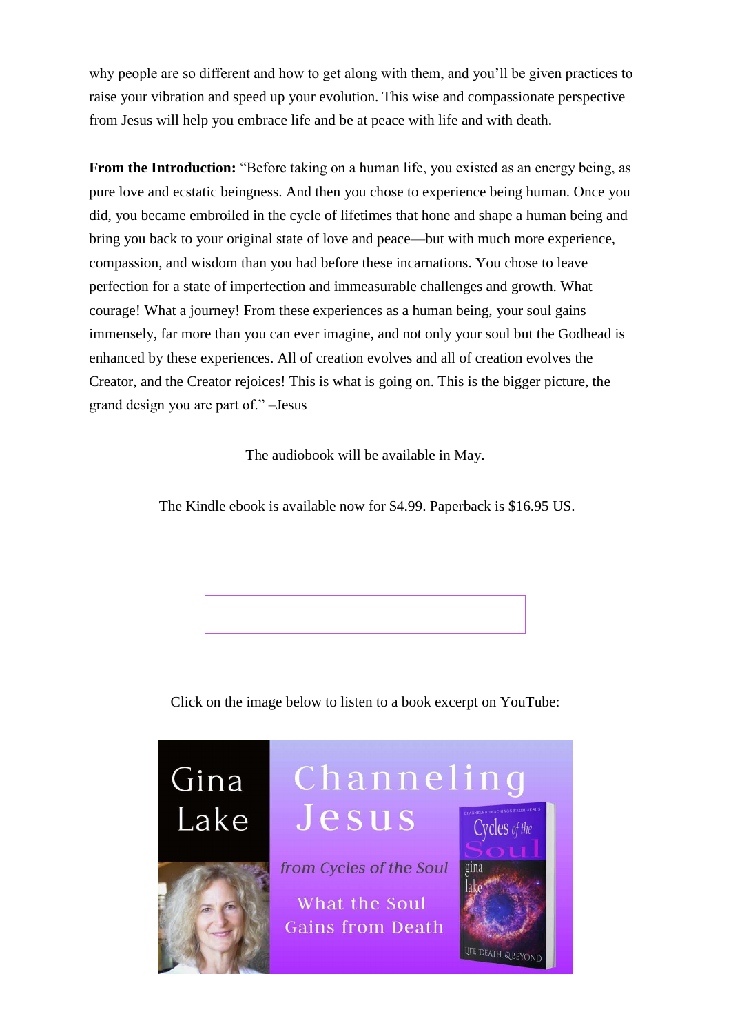why people are so different and how to get along with them, and you'll be given practices to raise your vibration and speed up your evolution. This wise and compassionate perspective from Jesus will help you embrace life and be at peace with life and with death.

**From the Introduction:** "Before taking on a human life, you existed as an energy being, as pure love and ecstatic beingness. And then you chose to experience being human. Once you did, you became embroiled in the cycle of lifetimes that hone and shape a human being and bring you back to your original state of love and peace—but with much more experience, compassion, and wisdom than you had before these incarnations. You chose to leave perfection for a state of imperfection and immeasurable challenges and growth. What courage! What a journey! From these experiences as a human being, your soul gains immensely, far more than you can ever imagine, and not only your soul but the Godhead is enhanced by these experiences. All of creation evolves and all of creation evolves the Creator, and the Creator rejoices! This is what is going on. This is the bigger picture, the grand design you are part of." –Jesus

The audiobook will be available in May.

The Kindle ebook is available now for $4.99. Paperback is $16.95 US.

Click on the image below to listen to a book excerpt on YouTube:

Gina Lake

Channeling Jesus

*from Cycles of the Soul*

What the Soul Gains from Death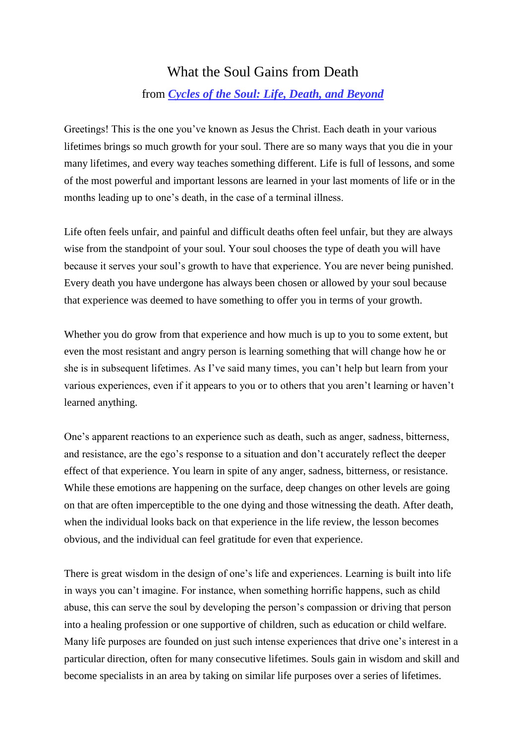# What the Soul Gains from Death

from ***Cycles of the Soul: Life, Death, and Beyond***

Greetings! This is the one you've known as Jesus the Christ. Each death in your various lifetimes brings so much growth for your soul. There are so many ways that you die in your many lifetimes, and every way teaches something different. Life is full of lessons, and some of the most powerful and important lessons are learned in your last moments of life or in the months leading up to one's death, in the case of a terminal illness.

Life often feels unfair, and painful and difficult deaths often feel unfair, but they are always wise from the standpoint of your soul. Your soul chooses the type of death you will have because it serves your soul's growth to have that experience. You are never being punished. Every death you have undergone has always been chosen or allowed by your soul because that experience was deemed to have something to offer you in terms of your growth.

Whether you do grow from that experience and how much is up to you to some extent, but even the most resistant and angry person is learning something that will change how he or she is in subsequent lifetimes. As I've said many times, you can't help but learn from your various experiences, even if it appears to you or to others that you aren't learning or haven't learned anything.

One's apparent reactions to an experience such as death, such as anger, sadness, bitterness, and resistance, are the ego's response to a situation and don't accurately reflect the deeper effect of that experience. You learn in spite of any anger, sadness, bitterness, or resistance. While these emotions are happening on the surface, deep changes on other levels are going on that are often imperceptible to the one dying and those witnessing the death. After death, when the individual looks back on that experience in the life review, the lesson becomes obvious, and the individual can feel gratitude for even that experience.

There is great wisdom in the design of one's life and experiences. Learning is built into life in ways you can't imagine. For instance, when something horrific happens, such as child abuse, this can serve the soul by developing the person's compassion or driving that person into a healing profession or one supportive of children, such as education or child welfare. Many life purposes are founded on just such intense experiences that drive one's interest in a particular direction, often for many consecutive lifetimes. Souls gain in wisdom and skill and become specialists in an area by taking on similar life purposes over a series of lifetimes.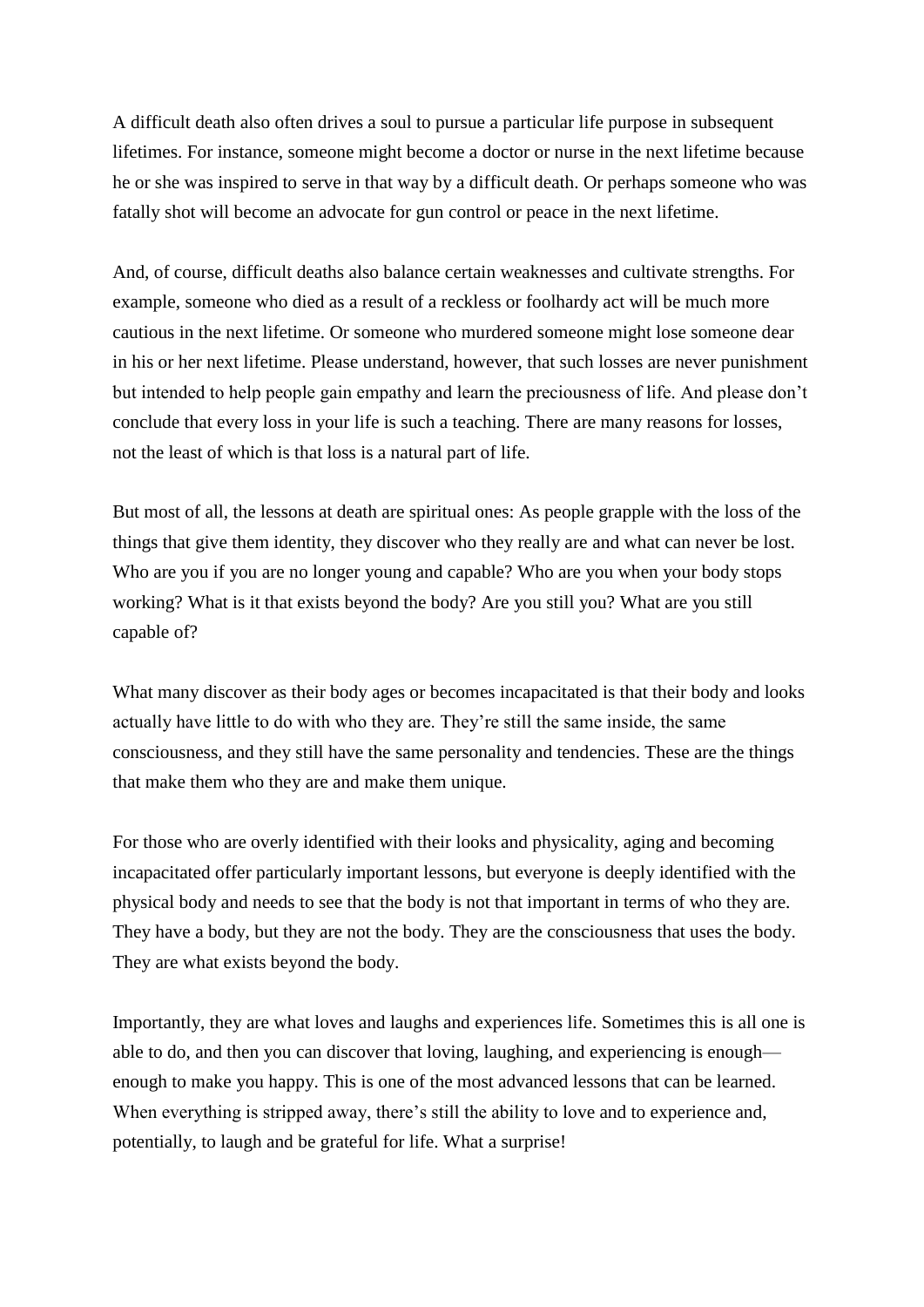A difficult death also often drives a soul to pursue a particular life purpose in subsequent lifetimes. For instance, someone might become a doctor or nurse in the next lifetime because he or she was inspired to serve in that way by a difficult death. Or perhaps someone who was fatally shot will become an advocate for gun control or peace in the next lifetime.

And, of course, difficult deaths also balance certain weaknesses and cultivate strengths. For example, someone who died as a result of a reckless or foolhardy act will be much more cautious in the next lifetime. Or someone who murdered someone might lose someone dear in his or her next lifetime. Please understand, however, that such losses are never punishment but intended to help people gain empathy and learn the preciousness of life. And please don't conclude that every loss in your life is such a teaching. There are many reasons for losses, not the least of which is that loss is a natural part of life.

But most of all, the lessons at death are spiritual ones: As people grapple with the loss of the things that give them identity, they discover who they really are and what can never be lost. Who are you if you are no longer young and capable? Who are you when your body stops working? What is it that exists beyond the body? Are you still you? What are you still capable of?

What many discover as their body ages or becomes incapacitated is that their body and looks actually have little to do with who they are. They're still the same inside, the same consciousness, and they still have the same personality and tendencies. These are the things that make them who they are and make them unique.

For those who are overly identified with their looks and physicality, aging and becoming incapacitated offer particularly important lessons, but everyone is deeply identified with the physical body and needs to see that the body is not that important in terms of who they are. They have a body, but they are not the body. They are the consciousness that uses the body. They are what exists beyond the body.

Importantly, they are what loves and laughs and experiences life. Sometimes this is all one is able to do, and then you can discover that loving, laughing, and experiencing is enough—enough to make you happy. This is one of the most advanced lessons that can be learned. When everything is stripped away, there's still the ability to love and to experience and, potentially, to laugh and be grateful for life. What a surprise!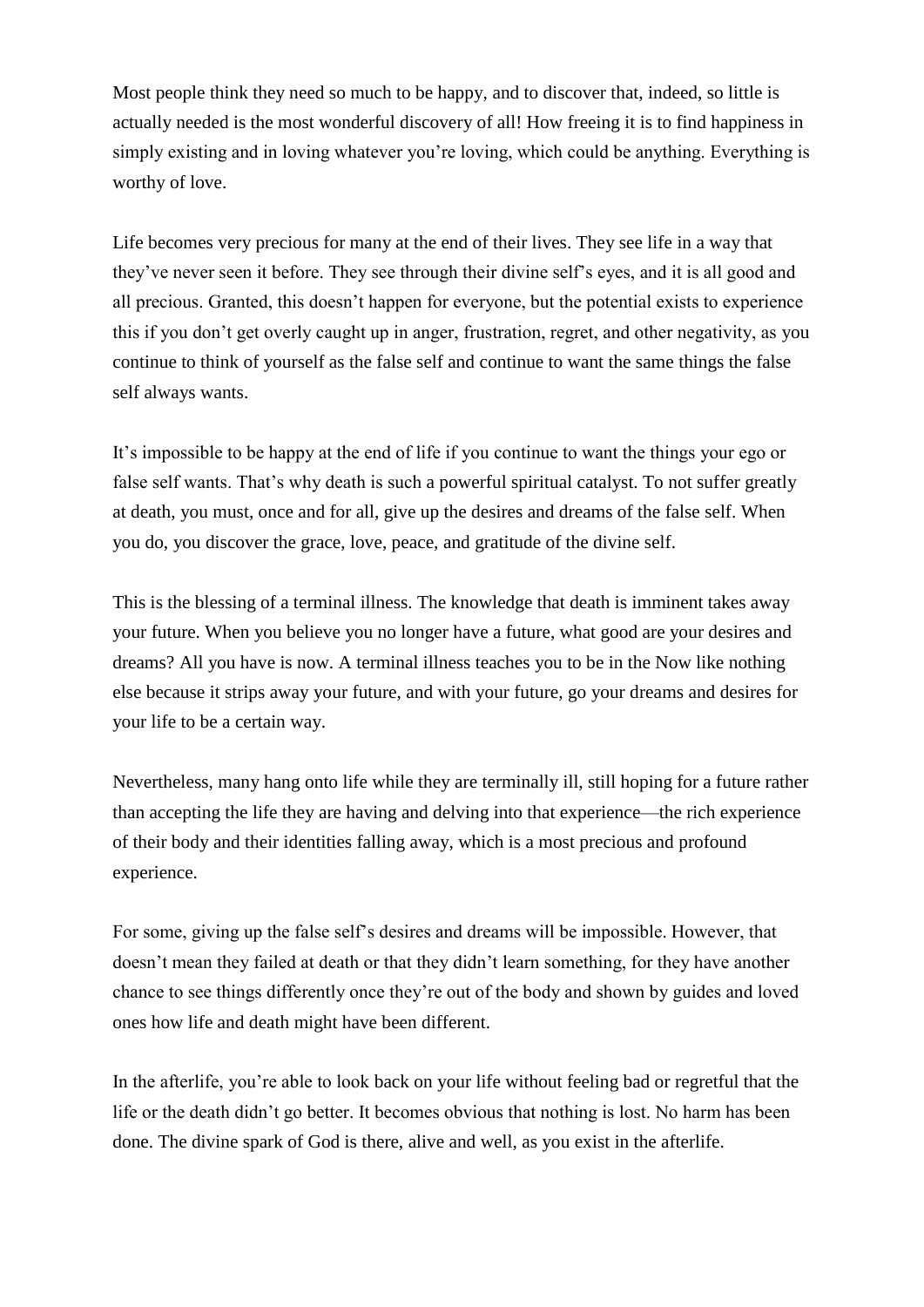Most people think they need so much to be happy, and to discover that, indeed, so little is actually needed is the most wonderful discovery of all! How freeing it is to find happiness in simply existing and in loving whatever you're loving, which could be anything. Everything is worthy of love.

Life becomes very precious for many at the end of their lives. They see life in a way that they've never seen it before. They see through their divine self's eyes, and it is all good and all precious. Granted, this doesn't happen for everyone, but the potential exists to experience this if you don't get overly caught up in anger, frustration, regret, and other negativity, as you continue to think of yourself as the false self and continue to want the same things the false self always wants.

It's impossible to be happy at the end of life if you continue to want the things your ego or false self wants. That's why death is such a powerful spiritual catalyst. To not suffer greatly at death, you must, once and for all, give up the desires and dreams of the false self. When you do, you discover the grace, love, peace, and gratitude of the divine self.

This is the blessing of a terminal illness. The knowledge that death is imminent takes away your future. When you believe you no longer have a future, what good are your desires and dreams? All you have is now. A terminal illness teaches you to be in the Now like nothing else because it strips away your future, and with your future, go your dreams and desires for your life to be a certain way.

Nevertheless, many hang onto life while they are terminally ill, still hoping for a future rather than accepting the life they are having and delving into that experience—the rich experience of their body and their identities falling away, which is a most precious and profound experience.

For some, giving up the false self's desires and dreams will be impossible. However, that doesn't mean they failed at death or that they didn't learn something, for they have another chance to see things differently once they're out of the body and shown by guides and loved ones how life and death might have been different.

In the afterlife, you're able to look back on your life without feeling bad or regretful that the life or the death didn't go better. It becomes obvious that nothing is lost. No harm has been done. The divine spark of God is there, alive and well, as you exist in the afterlife.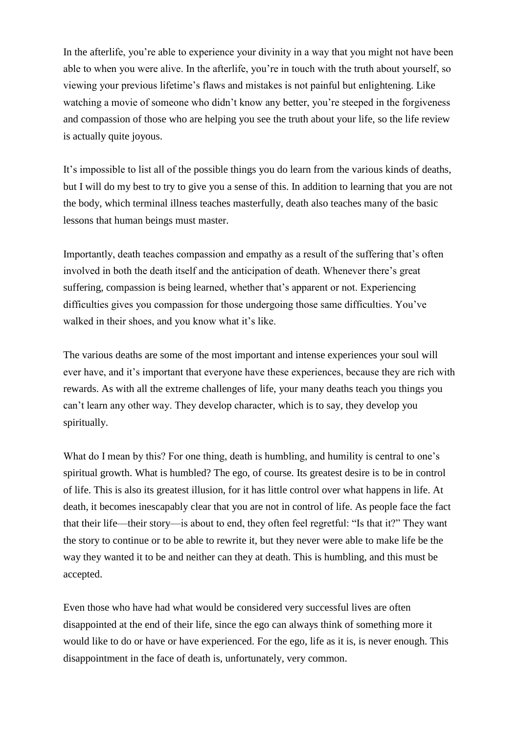In the afterlife, you're able to experience your divinity in a way that you might not have been able to when you were alive. In the afterlife, you're in touch with the truth about yourself, so viewing your previous lifetime's flaws and mistakes is not painful but enlightening. Like watching a movie of someone who didn't know any better, you're steeped in the forgiveness and compassion of those who are helping you see the truth about your life, so the life review is actually quite joyous.

It's impossible to list all of the possible things you do learn from the various kinds of deaths, but I will do my best to try to give you a sense of this. In addition to learning that you are not the body, which terminal illness teaches masterfully, death also teaches many of the basic lessons that human beings must master.

Importantly, death teaches compassion and empathy as a result of the suffering that's often involved in both the death itself and the anticipation of death. Whenever there's great suffering, compassion is being learned, whether that's apparent or not. Experiencing difficulties gives you compassion for those undergoing those same difficulties. You've walked in their shoes, and you know what it's like.

The various deaths are some of the most important and intense experiences your soul will ever have, and it's important that everyone have these experiences, because they are rich with rewards. As with all the extreme challenges of life, your many deaths teach you things you can't learn any other way. They develop character, which is to say, they develop you spiritually.

What do I mean by this? For one thing, death is humbling, and humility is central to one's spiritual growth. What is humbled? The ego, of course. Its greatest desire is to be in control of life. This is also its greatest illusion, for it has little control over what happens in life. At death, it becomes inescapably clear that you are not in control of life. As people face the fact that their life—their story—is about to end, they often feel regretful: "Is that it?" They want the story to continue or to be able to rewrite it, but they never were able to make life be the way they wanted it to be and neither can they at death. This is humbling, and this must be accepted.

Even those who have had what would be considered very successful lives are often disappointed at the end of their life, since the ego can always think of something more it would like to do or have or have experienced. For the ego, life as it is, is never enough. This disappointment in the face of death is, unfortunately, very common.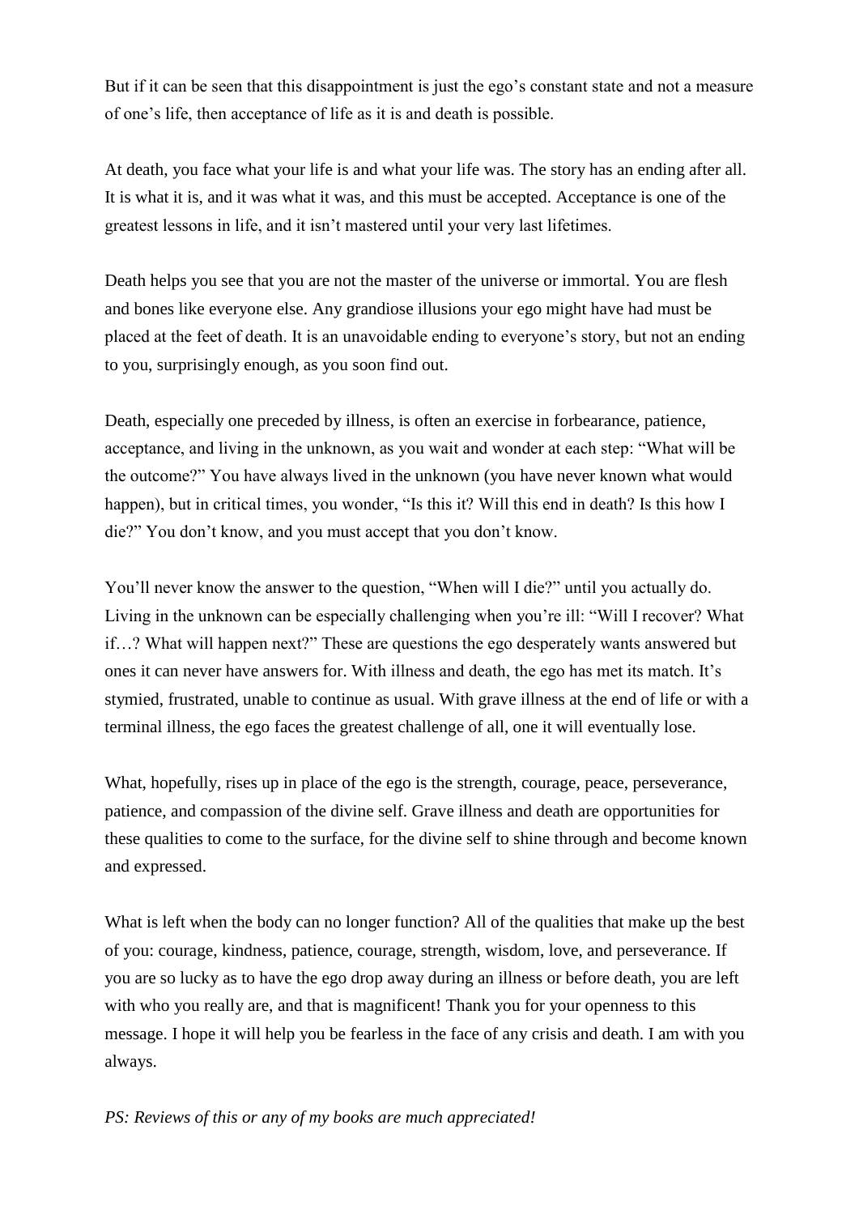But if it can be seen that this disappointment is just the ego's constant state and not a measure of one's life, then acceptance of life as it is and death is possible.

At death, you face what your life is and what your life was. The story has an ending after all. It is what it is, and it was what it was, and this must be accepted. Acceptance is one of the greatest lessons in life, and it isn't mastered until your very last lifetimes.

Death helps you see that you are not the master of the universe or immortal. You are flesh and bones like everyone else. Any grandiose illusions your ego might have had must be placed at the feet of death. It is an unavoidable ending to everyone's story, but not an ending to you, surprisingly enough, as you soon find out.

Death, especially one preceded by illness, is often an exercise in forbearance, patience, acceptance, and living in the unknown, as you wait and wonder at each step: "What will be the outcome?" You have always lived in the unknown (you have never known what would happen), but in critical times, you wonder, "Is this it? Will this end in death? Is this how I die?" You don't know, and you must accept that you don't know.

You'll never know the answer to the question, "When will I die?" until you actually do. Living in the unknown can be especially challenging when you're ill: "Will I recover? What if…? What will happen next?" These are questions the ego desperately wants answered but ones it can never have answers for. With illness and death, the ego has met its match. It's stymied, frustrated, unable to continue as usual. With grave illness at the end of life or with a terminal illness, the ego faces the greatest challenge of all, one it will eventually lose.

What, hopefully, rises up in place of the ego is the strength, courage, peace, perseverance, patience, and compassion of the divine self. Grave illness and death are opportunities for these qualities to come to the surface, for the divine self to shine through and become known and expressed.

What is left when the body can no longer function? All of the qualities that make up the best of you: courage, kindness, patience, courage, strength, wisdom, love, and perseverance. If you are so lucky as to have the ego drop away during an illness or before death, you are left with who you really are, and that is magnificent! Thank you for your openness to this message. I hope it will help you be fearless in the face of any crisis and death. I am with you always.

*PS: Reviews of this or any of my books are much appreciated!*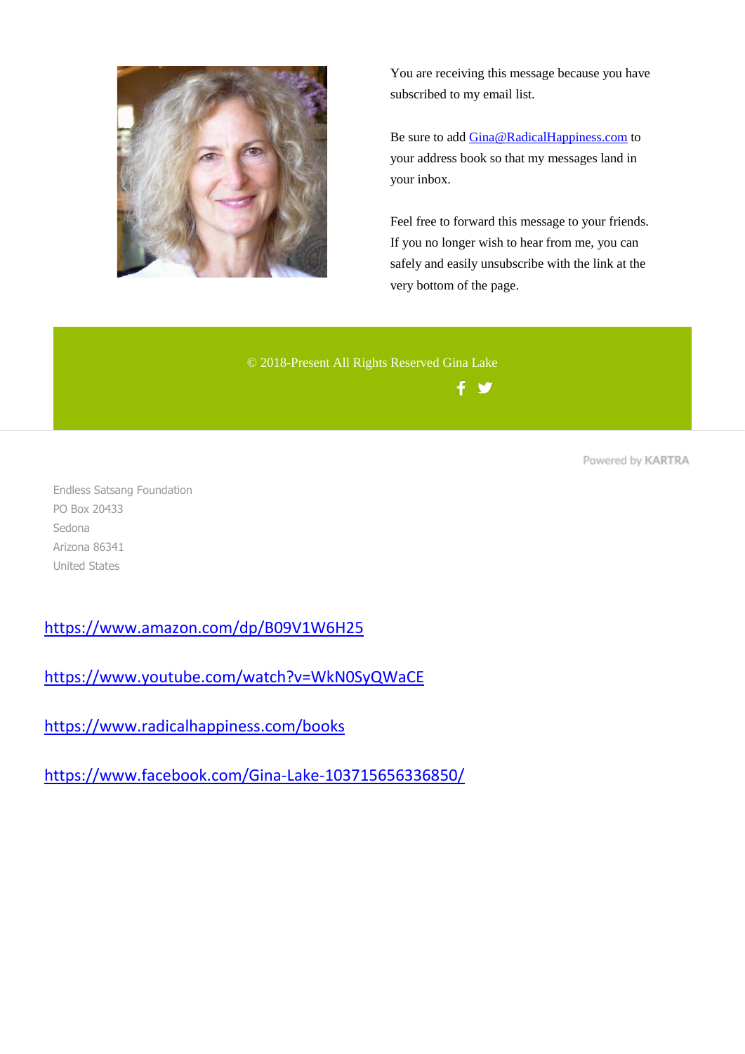You are receiving this message because you have subscribed to my email list.

Be sure to add [Gina@RadicalHappiness.com](mailto:Gina@RadicalHappiness.com) to your address book so that my messages land in your inbox.

Feel free to forward this message to your friends. If you no longer wish to hear from me, you can safely and easily unsubscribe with the link at the very bottom of the page.

© 2018-Present All Rights Reserved Gina Lake

Powered by KARTRA

Endless Satsang Foundation
PO Box 20433
Sedona
Arizona 86341
United States

https://www.amazon.com/dp/B09V1W6H25

https://www.youtube.com/watch?v=WkN0SyQWaCE

https://www.radicalhappiness.com/books

https://www.facebook.com/Gina-Lake-103715656336850/